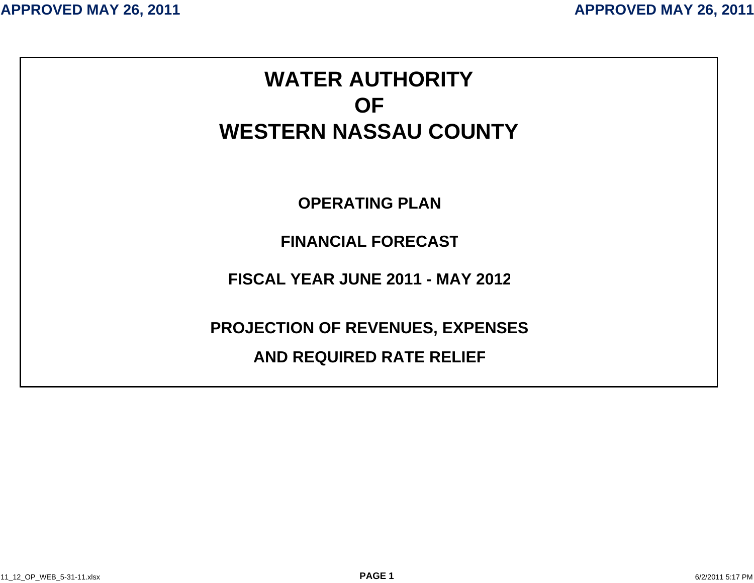# WATER AUTHORITY
# OF
# WESTERN NASSAU COUNTY

## OPERATING PLAN

## FINANCIAL FORECAST

## FISCAL YEAR JUNE 2011 - MAY 2012

## PROJECTION OF REVENUES, EXPENSES

## AND REQUIRED RATE RELIEF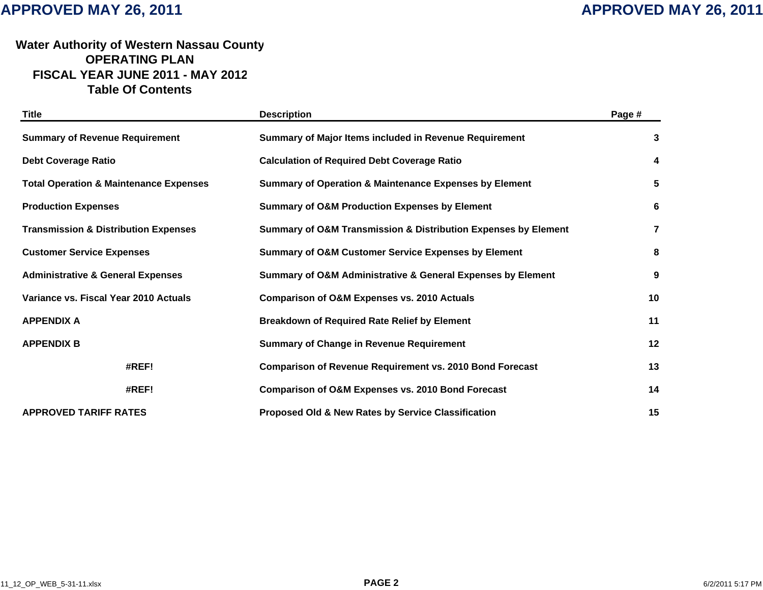# Water Authority of Western Nassau County
## OPERATING PLAN
## FISCAL YEAR JUNE 2011 - MAY 2012
## Table Of Contents

| Title | Description | Page # |
|---|---|---|
| **Summary of Revenue Requirement** | **Summary of Major Items included in Revenue Requirement** | **3** |
| **Debt Coverage Ratio** | **Calculation of Required Debt Coverage Ratio** | **4** |
| **Total Operation & Maintenance Expenses** | **Summary of Operation & Maintenance Expenses by Element** | **5** |
| **Production Expenses** | **Summary of O&M Production Expenses by Element** | **6** |
| **Transmission & Distribution Expenses** | **Summary of O&M Transmission & Distribution Expenses by Element** | **7** |
| **Customer Service Expenses** | **Summary of O&M Customer Service Expenses by Element** | **8** |
| **Administrative & General Expenses** | **Summary of O&M Administrative & General Expenses by Element** | **9** |
| **Variance vs. Fiscal Year 2010 Actuals** | **Comparison of O&M Expenses vs. 2010 Actuals** | **10** |
| **APPENDIX A** | **Breakdown of Required Rate Relief by Element** | **11** |
| **APPENDIX B** | **Summary of Change in Revenue Requirement** | **12** |
| **#REF!** | **Comparison of Revenue Requirement vs. 2010 Bond Forecast** | **13** |
| **#REF!** | **Comparison of O&M Expenses vs. 2010 Bond Forecast** | **14** |
| **APPROVED TARIFF RATES** | **Proposed Old & New Rates by Service Classification** | **15** |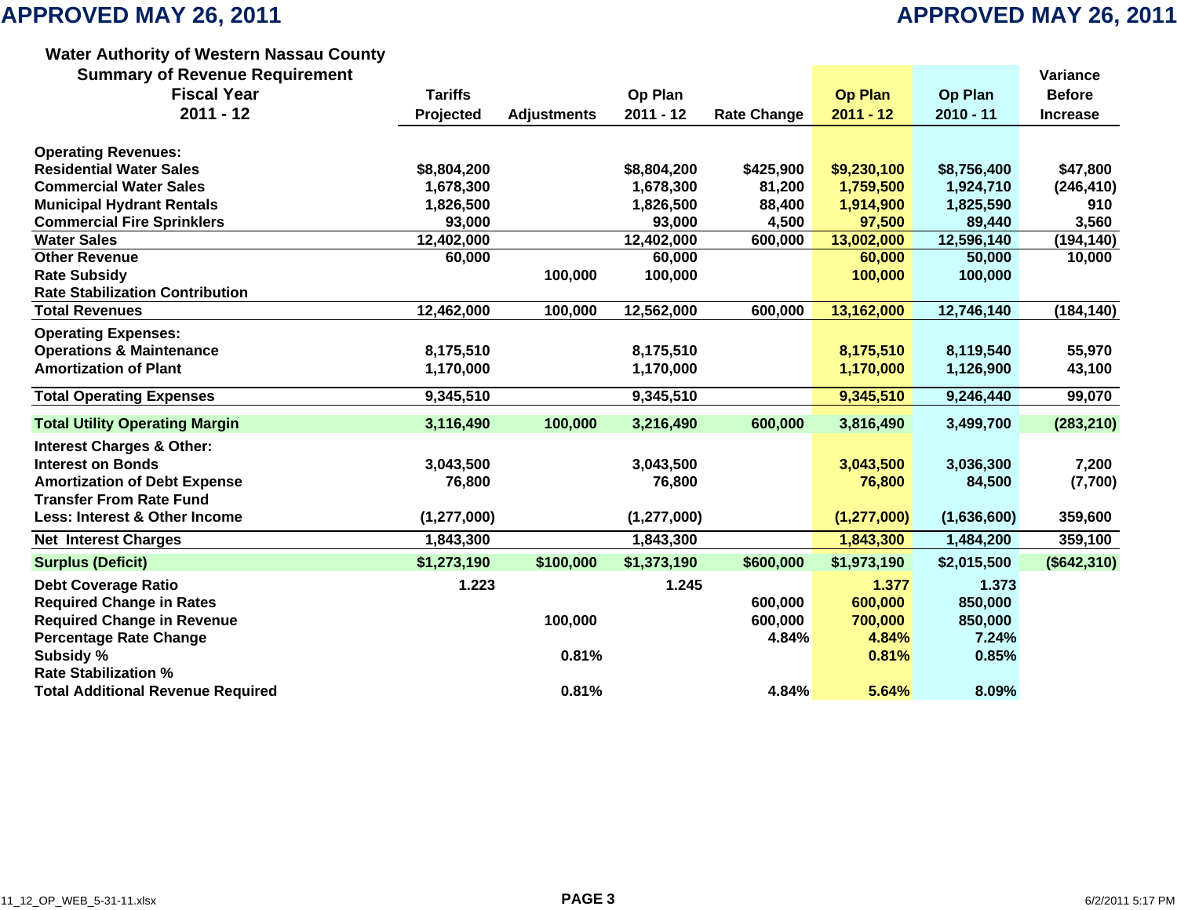# APPROVED MAY 26, 2011

## Water Authority of Western Nassau County
## Summary of Revenue Requirement
## Fiscal Year 2011 - 12

| | Tariffs Projected | Adjustments | Op Plan 2011 - 12 | Rate Change | Op Plan 2011 - 12 | Op Plan 2010 - 11 | Variance Before Increase |
|---|---|---|---|---|---|---|---|
| **Operating Revenues:** | | | | | | | |
| Residential Water Sales | $8,804,200 | | $8,804,200 | $425,900 | $9,230,100 | $8,756,400 | $47,800 |
| Commercial Water Sales | 1,678,300 | | 1,678,300 | 81,200 | 1,759,500 | 1,924,710 | (246,410) |
| Municipal Hydrant Rentals | 1,826,500 | | 1,826,500 | 88,400 | 1,914,900 | 1,825,590 | 910 |
| Commercial Fire Sprinklers | 93,000 | | 93,000 | 4,500 | 97,500 | 89,440 | 3,560 |
| Water Sales | 12,402,000 | | 12,402,000 | 600,000 | 13,002,000 | 12,596,140 | (194,140) |
| Other Revenue | 60,000 | | 60,000 | | 60,000 | 50,000 | 10,000 |
| Rate Subsidy | | 100,000 | 100,000 | | 100,000 | 100,000 | |
| Rate Stabilization Contribution | | | | | | | |
| Total Revenues | 12,462,000 | 100,000 | 12,562,000 | 600,000 | 13,162,000 | 12,746,140 | (184,140) |
| **Operating Expenses:** | | | | | | | |
| Operations & Maintenance | 8,175,510 | | 8,175,510 | | 8,175,510 | 8,119,540 | 55,970 |
| Amortization of Plant | 1,170,000 | | 1,170,000 | | 1,170,000 | 1,126,900 | 43,100 |
| Total Operating Expenses | 9,345,510 | | 9,345,510 | | 9,345,510 | 9,246,440 | 99,070 |
| **Total Utility Operating Margin** | 3,116,490 | 100,000 | 3,216,490 | 600,000 | 3,816,490 | 3,499,700 | (283,210) |
| **Interest Charges & Other:** | | | | | | | |
| Interest on Bonds | 3,043,500 | | 3,043,500 | | 3,043,500 | 3,036,300 | 7,200 |
| Amortization of Debt Expense | 76,800 | | 76,800 | | 76,800 | 84,500 | (7,700) |
| Transfer From Rate Fund | | | | | | | |
| Less: Interest & Other Income | (1,277,000) | | (1,277,000) | | (1,277,000) | (1,636,600) | 359,600 |
| Net Interest Charges | 1,843,300 | | 1,843,300 | | 1,843,300 | 1,484,200 | 359,100 |
| **Surplus (Deficit)** | $1,273,190 | $100,000 | $1,373,190 | $600,000 | $1,973,190 | $2,015,500 | ($642,310) |
| Debt Coverage Ratio | 1.223 | | 1.245 | | 1.377 | 1.373 | |
| Required Change in Rates | | | | 600,000 | 600,000 | 850,000 | |
| Required Change in Revenue | | 100,000 | | 600,000 | 700,000 | 850,000 | |
| Percentage Rate Change | | | | 4.84% | 4.84% | 7.24% | |
| Subsidy % | | 0.81% | | | 0.81% | 0.85% | |
| Rate Stabilization % | | | | | | | |
| Total Additional Revenue Required | | 0.81% | | 4.84% | 5.64% | 8.09% | |

11_12_OP_WEB_5-31-11.xlsx — 6/2/2011 5:17 PM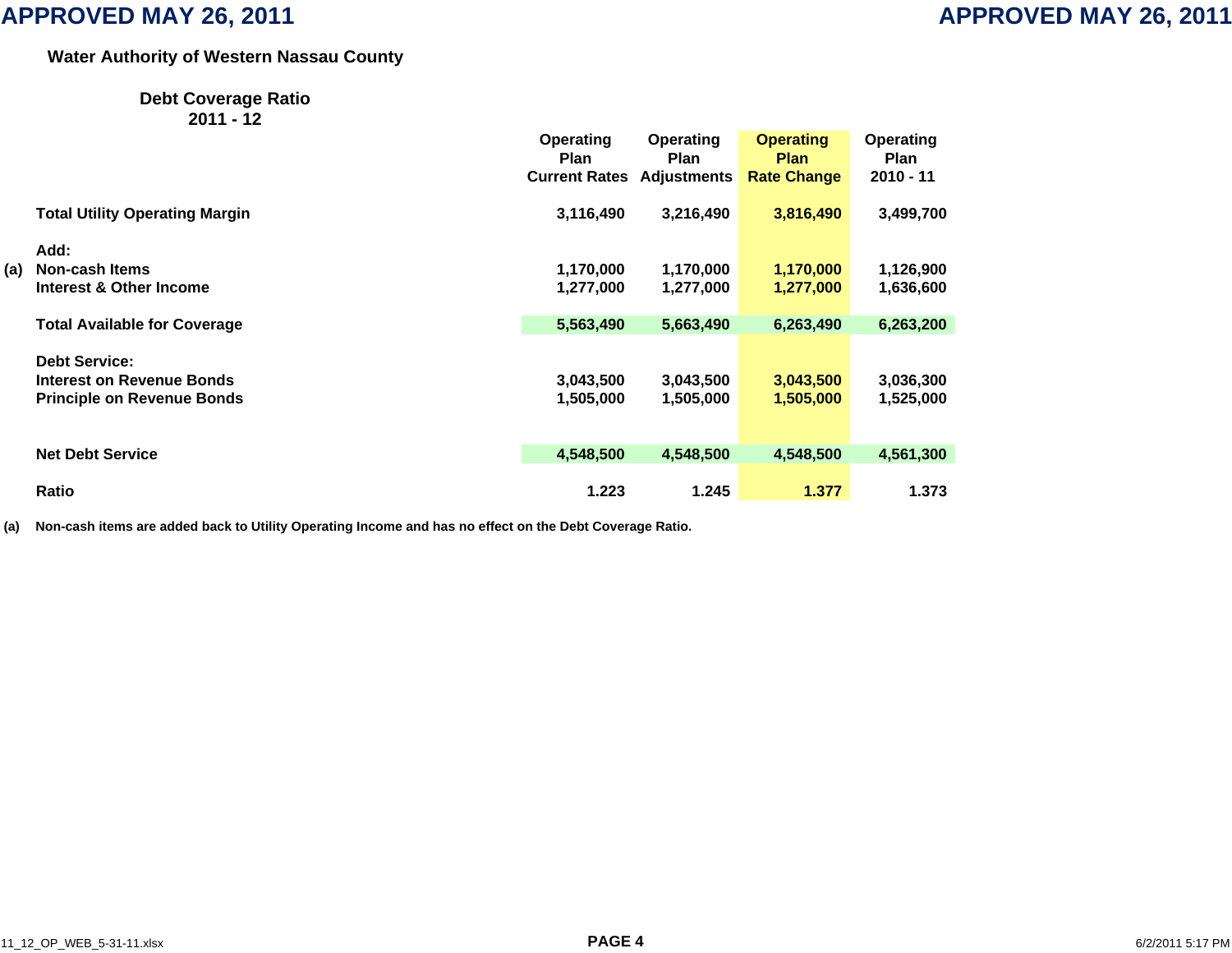APPROVED MAY 26, 2011

## Water Authority of Western Nassau County

### Debt Coverage Ratio
### 2011 - 12

| | | Operating Plan Current Rates | Operating Plan Adjustments | Operating Plan Rate Change | Operating Plan 2010 - 11 |
|---|---|---|---|---|---|
| | **Total Utility Operating Margin** | 3,116,490 | 3,216,490 | 3,816,490 | 3,499,700 |
| | **Add:** | | | | |
| (a) | **Non-cash Items** | 1,170,000 | 1,170,000 | 1,170,000 | 1,126,900 |
| | **Interest & Other Income** | 1,277,000 | 1,277,000 | 1,277,000 | 1,636,600 |
| | **Total Available for Coverage** | 5,563,490 | 5,663,490 | 6,263,490 | 6,263,200 |
| | **Debt Service:** | | | | |
| | **Interest on Revenue Bonds** | 3,043,500 | 3,043,500 | 3,043,500 | 3,036,300 |
| | **Principle on Revenue Bonds** | 1,505,000 | 1,505,000 | 1,505,000 | 1,525,000 |
| | **Net Debt Service** | 4,548,500 | 4,548,500 | 4,548,500 | 4,561,300 |
| | **Ratio** | 1.223 | 1.245 | 1.377 | 1.373 |

(a) Non-cash items are added back to Utility Operating Income and has no effect on the Debt Coverage Ratio.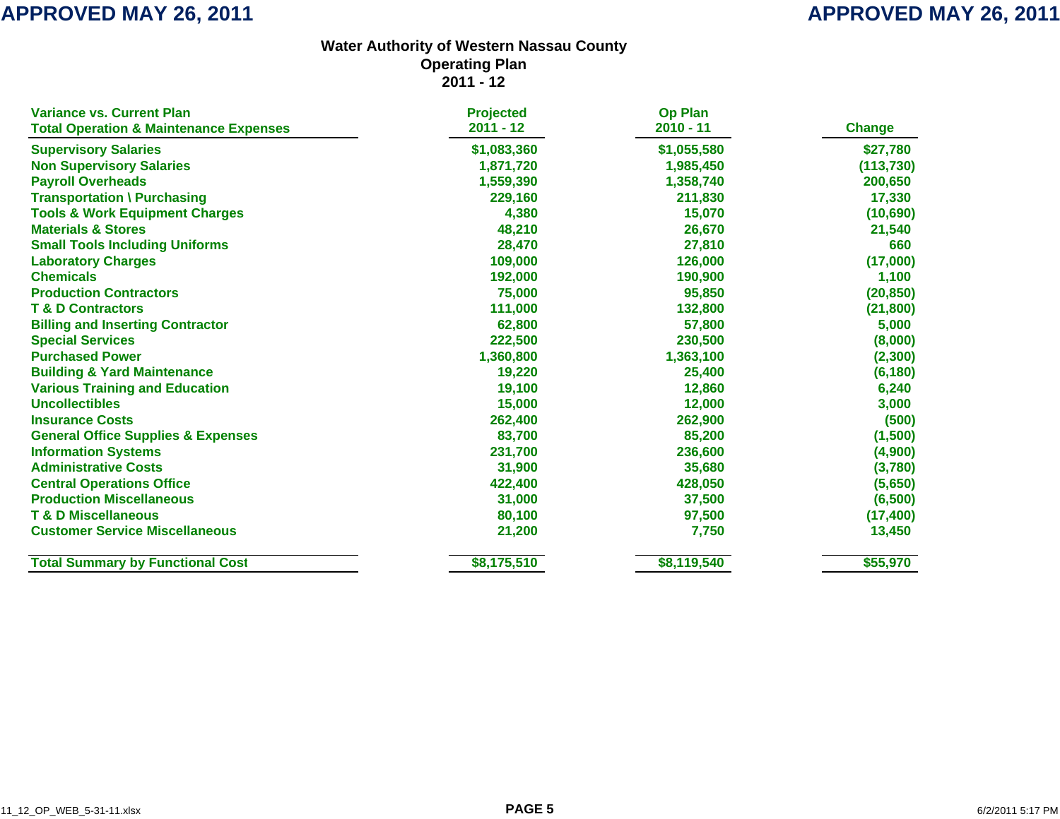APPROVED MAY 26, 2011

# Water Authority of Western Nassau County
## Operating Plan
## 2011 - 12

| Variance vs. Current Plan<br>Total Operation & Maintenance Expenses | Projected<br>2011 - 12 | Op Plan<br>2010 - 11 | Change |
|---|---|---|---|
| Supervisory Salaries | $1,083,360 | $1,055,580 | $27,780 |
| Non Supervisory Salaries | 1,871,720 | 1,985,450 | (113,730) |
| Payroll Overheads | 1,559,390 | 1,358,740 | 200,650 |
| Transportation \ Purchasing | 229,160 | 211,830 | 17,330 |
| Tools & Work Equipment Charges | 4,380 | 15,070 | (10,690) |
| Materials & Stores | 48,210 | 26,670 | 21,540 |
| Small Tools Including Uniforms | 28,470 | 27,810 | 660 |
| Laboratory Charges | 109,000 | 126,000 | (17,000) |
| Chemicals | 192,000 | 190,900 | 1,100 |
| Production Contractors | 75,000 | 95,850 | (20,850) |
| T & D Contractors | 111,000 | 132,800 | (21,800) |
| Billing and Inserting Contractor | 62,800 | 57,800 | 5,000 |
| Special Services | 222,500 | 230,500 | (8,000) |
| Purchased Power | 1,360,800 | 1,363,100 | (2,300) |
| Building & Yard Maintenance | 19,220 | 25,400 | (6,180) |
| Various Training and Education | 19,100 | 12,860 | 6,240 |
| Uncollectibles | 15,000 | 12,000 | 3,000 |
| Insurance Costs | 262,400 | 262,900 | (500) |
| General Office Supplies & Expenses | 83,700 | 85,200 | (1,500) |
| Information Systems | 231,700 | 236,600 | (4,900) |
| Administrative Costs | 31,900 | 35,680 | (3,780) |
| Central Operations Office | 422,400 | 428,050 | (5,650) |
| Production Miscellaneous | 31,000 | 37,500 | (6,500) |
| T & D Miscellaneous | 80,100 | 97,500 | (17,400) |
| Customer Service Miscellaneous | 21,200 | 7,750 | 13,450 |
| **Total Summary by Functional Cost** | **$8,175,510** | **$8,119,540** | **$55,970** |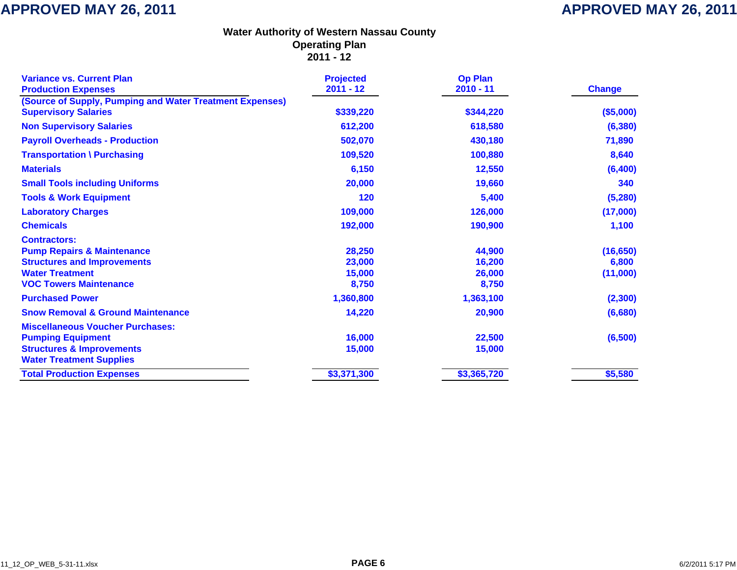APPROVED MAY 26, 2011

# Water Authority of Western Nassau County
## Operating Plan
## 2011 - 12

| Variance vs. Current Plan Production Expenses | Projected 2011 - 12 | Op Plan 2010 - 11 | Change |
|---|---|---|---|
| (Source of Supply, Pumping and Water Treatment Expenses) | | | |
| Supervisory Salaries | $339,220 | $344,220 | ($5,000) |
| Non Supervisory Salaries | 612,200 | 618,580 | (6,380) |
| Payroll Overheads - Production | 502,070 | 430,180 | 71,890 |
| Transportation \ Purchasing | 109,520 | 100,880 | 8,640 |
| Materials | 6,150 | 12,550 | (6,400) |
| Small Tools including Uniforms | 20,000 | 19,660 | 340 |
| Tools & Work Equipment | 120 | 5,400 | (5,280) |
| Laboratory Charges | 109,000 | 126,000 | (17,000) |
| Chemicals | 192,000 | 190,900 | 1,100 |
| Contractors: | | | |
| Pump Repairs & Maintenance | 28,250 | 44,900 | (16,650) |
| Structures and Improvements | 23,000 | 16,200 | 6,800 |
| Water Treatment | 15,000 | 26,000 | (11,000) |
| VOC Towers Maintenance | 8,750 | 8,750 | |
| Purchased Power | 1,360,800 | 1,363,100 | (2,300) |
| Snow Removal & Ground Maintenance | 14,220 | 20,900 | (6,680) |
| Miscellaneous Voucher Purchases: | | | |
| Pumping Equipment | 16,000 | 22,500 | (6,500) |
| Structures & Improvements | 15,000 | 15,000 | |
| Water Treatment Supplies | | | |
| **Total Production Expenses** | **$3,371,300** | **$3,365,720** | **$5,580** |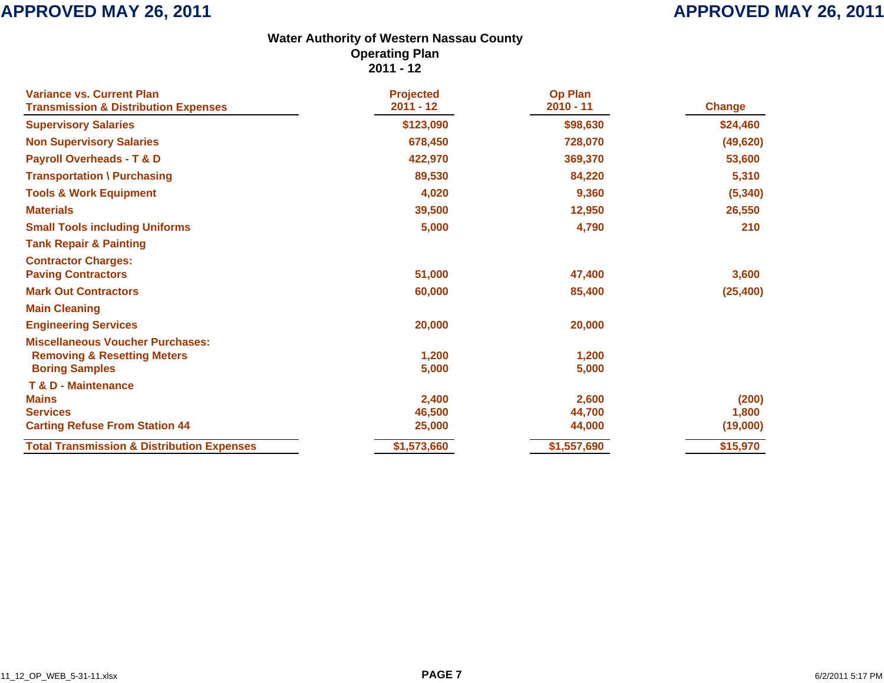**APPROVED MAY 26, 2011** **APPROVED MAY 26, 2011**

## Water Authority of Western Nassau County
## Operating Plan
## 2011 - 12

| Variance vs. Current Plan<br>Transmission & Distribution Expenses | Projected<br>2011 - 12 | Op Plan<br>2010 - 11 | Change |
|---|---|---|---|
| Supervisory Salaries | $123,090 | $98,630 | $24,460 |
| Non Supervisory Salaries | 678,450 | 728,070 | (49,620) |
| Payroll Overheads - T & D | 422,970 | 369,370 | 53,600 |
| Transportation \ Purchasing | 89,530 | 84,220 | 5,310 |
| Tools & Work Equipment | 4,020 | 9,360 | (5,340) |
| Materials | 39,500 | 12,950 | 26,550 |
| Small Tools including Uniforms | 5,000 | 4,790 | 210 |
| Tank Repair & Painting | | | |
| Contractor Charges: | | | |
| Paving Contractors | 51,000 | 47,400 | 3,600 |
| Mark Out Contractors | 60,000 | 85,400 | (25,400) |
| Main Cleaning | | | |
| Engineering Services | 20,000 | 20,000 | |
| Miscellaneous Voucher Purchases: | | | |
| Removing & Resetting Meters | 1,200 | 1,200 | |
| Boring Samples | 5,000 | 5,000 | |
| T & D - Maintenance | | | |
| Mains | 2,400 | 2,600 | (200) |
| Services | 46,500 | 44,700 | 1,800 |
| Carting Refuse From Station 44 | 25,000 | 44,000 | (19,000) |
| **Total Transmission & Distribution Expenses** | **$1,573,660** | **$1,557,690** | **$15,970** |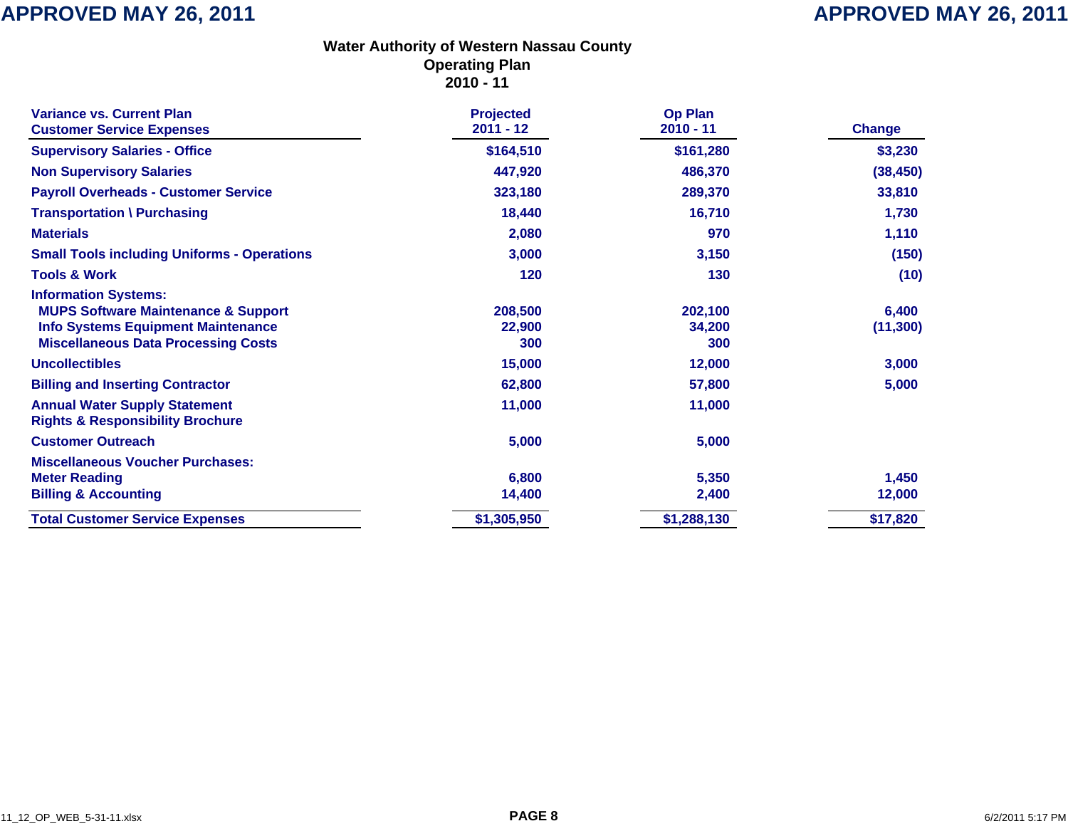# Water Authority of Western Nassau County
## Operating Plan
## 2010 - 11

| Variance vs. Current Plan<br>Customer Service Expenses | Projected<br>2011 - 12 | Op Plan<br>2010 - 11 | Change |
|---|---|---|---|
| Supervisory Salaries - Office | $164,510 | $161,280 | $3,230 |
| Non Supervisory Salaries | 447,920 | 486,370 | (38,450) |
| Payroll Overheads - Customer Service | 323,180 | 289,370 | 33,810 |
| Transportation \ Purchasing | 18,440 | 16,710 | 1,730 |
| Materials | 2,080 | 970 | 1,110 |
| Small Tools including Uniforms - Operations | 3,000 | 3,150 | (150) |
| Tools & Work | 120 | 130 | (10) |
| Information Systems: | | | |
| MUPS Software Maintenance & Support | 208,500 | 202,100 | 6,400 |
| Info Systems Equipment Maintenance | 22,900 | 34,200 | (11,300) |
| Miscellaneous Data Processing Costs | 300 | 300 | |
| Uncollectibles | 15,000 | 12,000 | 3,000 |
| Billing and Inserting Contractor | 62,800 | 57,800 | 5,000 |
| Annual Water Supply Statement<br>Rights & Responsibility Brochure | 11,000 | 11,000 | |
| Customer Outreach | 5,000 | 5,000 | |
| Miscellaneous Voucher Purchases: | | | |
| Meter Reading | 6,800 | 5,350 | 1,450 |
| Billing & Accounting | 14,400 | 2,400 | 12,000 |
| Total Customer Service Expenses | $1,305,950 | $1,288,130 | $17,820 |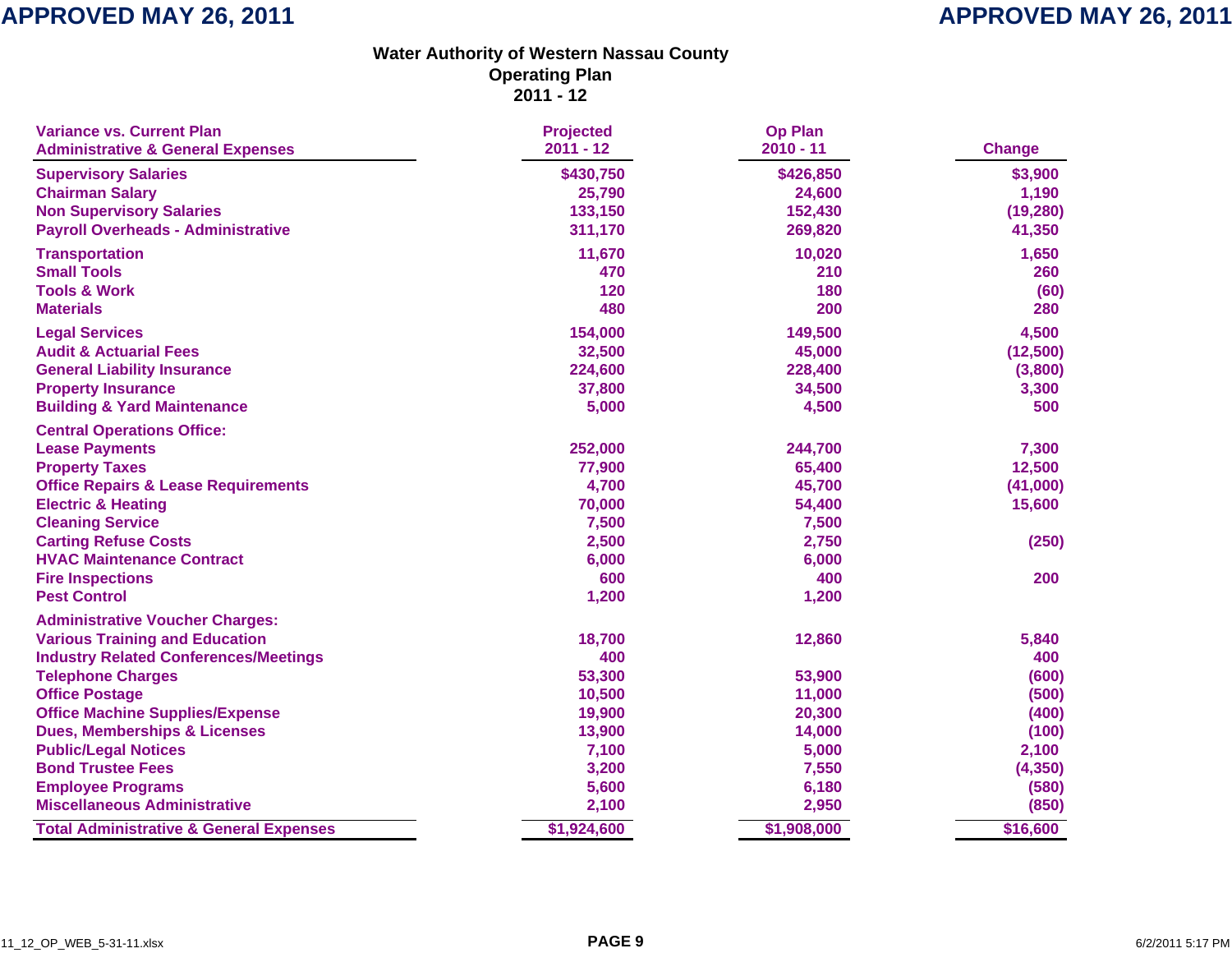**APPROVED MAY 26, 2011**

# Water Authority of Western Nassau County
## Operating Plan
## 2011 - 12

| Variance vs. Current Plan<br>Administrative & General Expenses | Projected<br>2011 - 12 | Op Plan<br>2010 - 11 | Change |
|---|---|---|---|
| Supervisory Salaries | $430,750 | $426,850 | $3,900 |
| Chairman Salary | 25,790 | 24,600 | 1,190 |
| Non Supervisory Salaries | 133,150 | 152,430 | (19,280) |
| Payroll Overheads - Administrative | 311,170 | 269,820 | 41,350 |
| Transportation | 11,670 | 10,020 | 1,650 |
| Small Tools | 470 | 210 | 260 |
| Tools & Work | 120 | 180 | (60) |
| Materials | 480 | 200 | 280 |
| Legal Services | 154,000 | 149,500 | 4,500 |
| Audit & Actuarial Fees | 32,500 | 45,000 | (12,500) |
| General Liability Insurance | 224,600 | 228,400 | (3,800) |
| Property Insurance | 37,800 | 34,500 | 3,300 |
| Building & Yard Maintenance | 5,000 | 4,500 | 500 |
| Central Operations Office: | | | |
| Lease Payments | 252,000 | 244,700 | 7,300 |
| Property Taxes | 77,900 | 65,400 | 12,500 |
| Office Repairs & Lease Requirements | 4,700 | 45,700 | (41,000) |
| Electric & Heating | 70,000 | 54,400 | 15,600 |
| Cleaning Service | 7,500 | 7,500 | |
| Carting Refuse Costs | 2,500 | 2,750 | (250) |
| HVAC Maintenance Contract | 6,000 | 6,000 | |
| Fire Inspections | 600 | 400 | 200 |
| Pest Control | 1,200 | 1,200 | |
| Administrative Voucher Charges: | | | |
| Various Training and Education | 18,700 | 12,860 | 5,840 |
| Industry Related Conferences/Meetings | 400 | | 400 |
| Telephone Charges | 53,300 | 53,900 | (600) |
| Office Postage | 10,500 | 11,000 | (500) |
| Office Machine Supplies/Expense | 19,900 | 20,300 | (400) |
| Dues, Memberships & Licenses | 13,900 | 14,000 | (100) |
| Public/Legal Notices | 7,100 | 5,000 | 2,100 |
| Bond Trustee Fees | 3,200 | 7,550 | (4,350) |
| Employee Programs | 5,600 | 6,180 | (580) |
| Miscellaneous Administrative | 2,100 | 2,950 | (850) |
| **Total Administrative & General Expenses** | **$1,924,600** | **$1,908,000** | **$16,600** |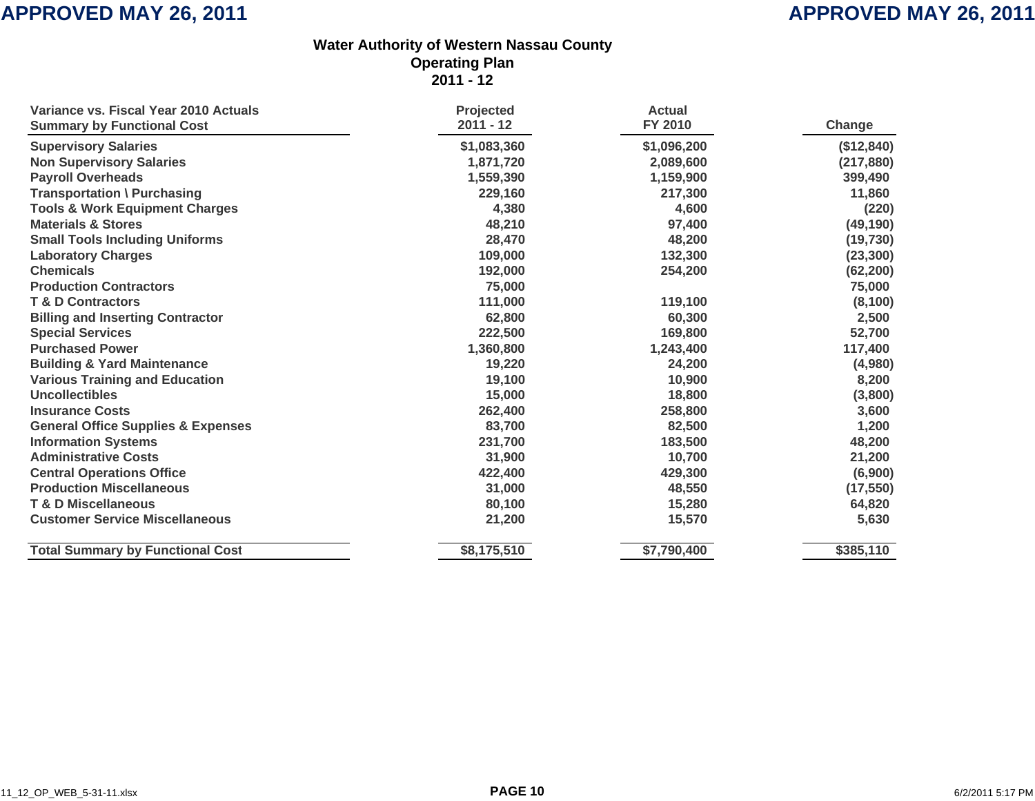APPROVED MAY 26, 2011

# Water Authority of Western Nassau County
## Operating Plan
## 2011 - 12

| Variance vs. Fiscal Year 2010 Actuals<br>Summary by Functional Cost | Projected<br>2011 - 12 | Actual<br>FY 2010 | Change |
|---|---|---|---|
| Supervisory Salaries | $1,083,360 | $1,096,200 | ($12,840) |
| Non Supervisory Salaries | 1,871,720 | 2,089,600 | (217,880) |
| Payroll Overheads | 1,559,390 | 1,159,900 | 399,490 |
| Transportation \ Purchasing | 229,160 | 217,300 | 11,860 |
| Tools & Work Equipment Charges | 4,380 | 4,600 | (220) |
| Materials & Stores | 48,210 | 97,400 | (49,190) |
| Small Tools Including Uniforms | 28,470 | 48,200 | (19,730) |
| Laboratory Charges | 109,000 | 132,300 | (23,300) |
| Chemicals | 192,000 | 254,200 | (62,200) |
| Production Contractors | 75,000 | | 75,000 |
| T & D Contractors | 111,000 | 119,100 | (8,100) |
| Billing and Inserting Contractor | 62,800 | 60,300 | 2,500 |
| Special Services | 222,500 | 169,800 | 52,700 |
| Purchased Power | 1,360,800 | 1,243,400 | 117,400 |
| Building & Yard Maintenance | 19,220 | 24,200 | (4,980) |
| Various Training and Education | 19,100 | 10,900 | 8,200 |
| Uncollectibles | 15,000 | 18,800 | (3,800) |
| Insurance Costs | 262,400 | 258,800 | 3,600 |
| General Office Supplies & Expenses | 83,700 | 82,500 | 1,200 |
| Information Systems | 231,700 | 183,500 | 48,200 |
| Administrative Costs | 31,900 | 10,700 | 21,200 |
| Central Operations Office | 422,400 | 429,300 | (6,900) |
| Production Miscellaneous | 31,000 | 48,550 | (17,550) |
| T & D Miscellaneous | 80,100 | 15,280 | 64,820 |
| Customer Service Miscellaneous | 21,200 | 15,570 | 5,630 |
| **Total Summary by Functional Cost** | **$8,175,510** | **$7,790,400** | **$385,110** |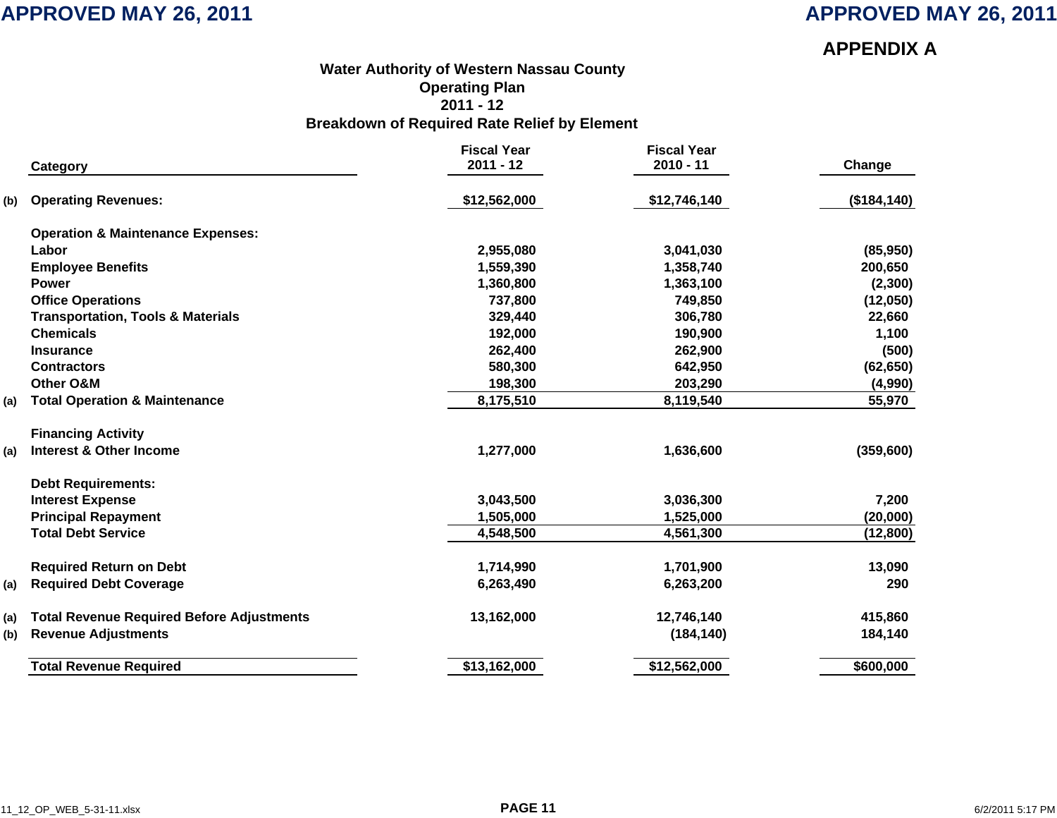APPROVED MAY 26, 2011

**APPENDIX A**

**Water Authority of Western Nassau County**
**Operating Plan**
**2011 - 12**
**Breakdown of Required Rate Relief by Element**

| | Category | Fiscal Year 2011 - 12 | Fiscal Year 2010 - 11 | Change |
|---|---|---|---|---|
| (b) | **Operating Revenues:** | $12,562,000 | $12,746,140 | ($184,140) |
| | **Operation & Maintenance Expenses:** | | | |
| | Labor | 2,955,080 | 3,041,030 | (85,950) |
| | Employee Benefits | 1,559,390 | 1,358,740 | 200,650 |
| | Power | 1,360,800 | 1,363,100 | (2,300) |
| | Office Operations | 737,800 | 749,850 | (12,050) |
| | Transportation, Tools & Materials | 329,440 | 306,780 | 22,660 |
| | Chemicals | 192,000 | 190,900 | 1,100 |
| | Insurance | 262,400 | 262,900 | (500) |
| | Contractors | 580,300 | 642,950 | (62,650) |
| | Other O&M | 198,300 | 203,290 | (4,990) |
| (a) | **Total Operation & Maintenance** | 8,175,510 | 8,119,540 | 55,970 |
| | **Financing Activity** | | | |
| (a) | Interest & Other Income | 1,277,000 | 1,636,600 | (359,600) |
| | **Debt Requirements:** | | | |
| | Interest Expense | 3,043,500 | 3,036,300 | 7,200 |
| | Principal Repayment | 1,505,000 | 1,525,000 | (20,000) |
| | Total Debt Service | 4,548,500 | 4,561,300 | (12,800) |
| | Required Return on Debt | 1,714,990 | 1,701,900 | 13,090 |
| (a) | Required Debt Coverage | 6,263,490 | 6,263,200 | 290 |
| (a) | Total Revenue Required Before Adjustments | 13,162,000 | 12,746,140 | 415,860 |
| (b) | Revenue Adjustments | | (184,140) | 184,140 |
| | **Total Revenue Required** | $13,162,000 | $12,562,000 | $600,000 |

11_12_OP_WEB_5-31-11.xlsx 6/2/2011 5:17 PM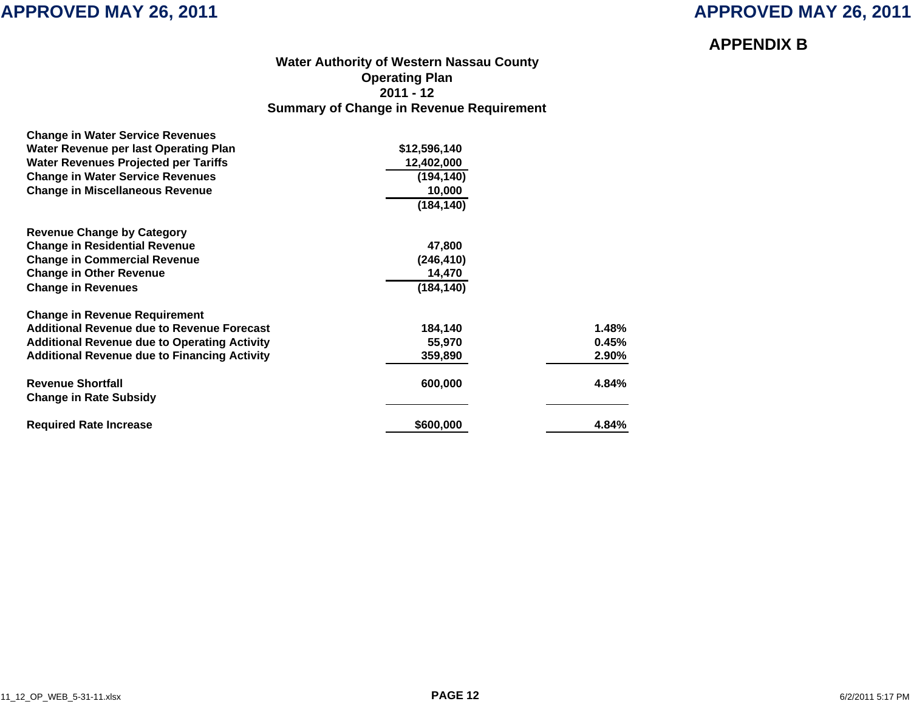APPROVED MAY 26, 2011

## APPENDIX B

### Water Authority of Western Nassau County
### Operating Plan
### 2011 - 12
### Summary of Change in Revenue Requirement

| | | |
|---|---|---|
| **Change in Water Service Revenues** | | |
| **Water Revenue per last Operating Plan** | **$12,596,140** | |
| **Water Revenues Projected per Tariffs** | **12,402,000** | |
| **Change in Water Service Revenues** | **(194,140)** | |
| **Change in Miscellaneous Revenue** | **10,000** | |
| | **(184,140)** | |
| | | |
| **Revenue Change by Category** | | |
| **Change in Residential Revenue** | **47,800** | |
| **Change in Commercial Revenue** | **(246,410)** | |
| **Change in Other Revenue** | **14,470** | |
| **Change in Revenues** | **(184,140)** | |
| | | |
| **Change in Revenue Requirement** | | |
| **Additional Revenue due to Revenue Forecast** | **184,140** | **1.48%** |
| **Additional Revenue due to Operating Activity** | **55,970** | **0.45%** |
| **Additional Revenue due to Financing Activity** | **359,890** | **2.90%** |
| | | |
| **Revenue Shortfall** | **600,000** | **4.84%** |
| **Change in Rate Subsidy** | | |
| | | |
| **Required Rate Increase** | **$600,000** | **4.84%** |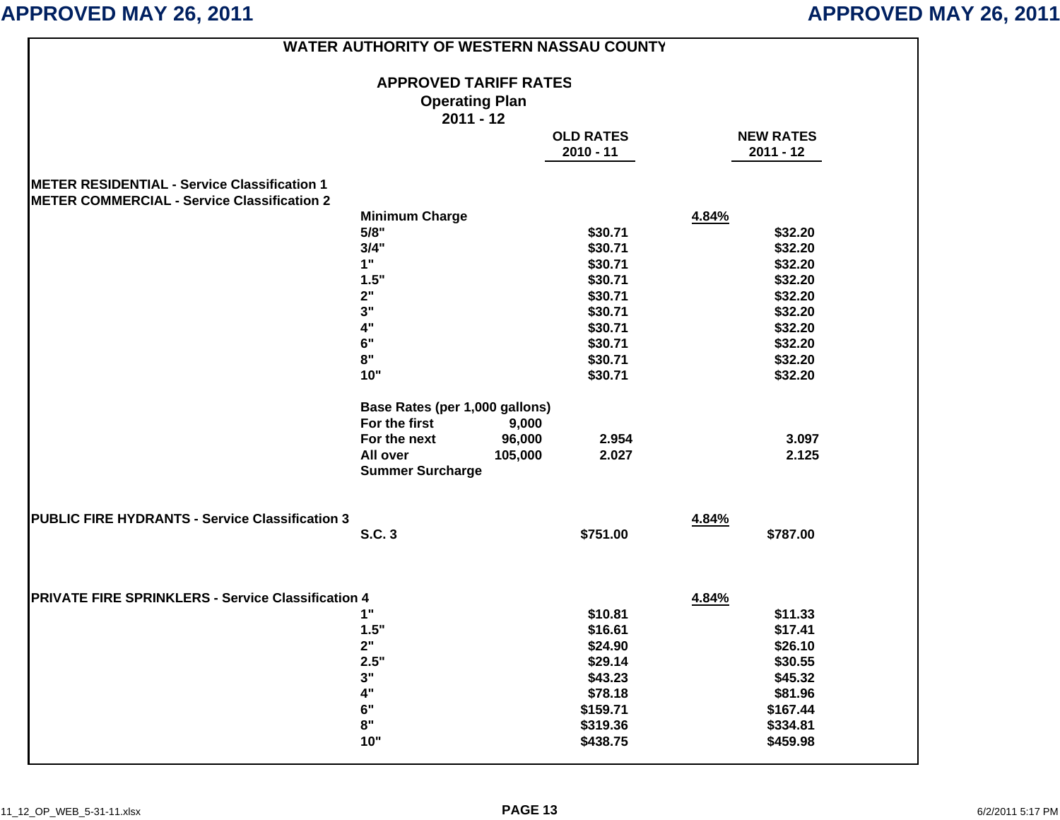APPROVED MAY 26, 2011

## WATER AUTHORITY OF WESTERN NASSAU COUNTY

### APPROVED TARIFF RATES
### Operating Plan
### 2011 - 12

| | | | OLD RATES 2010 - 11 | | NEW RATES 2011 - 12 |
|---|---|---|---|---|---|
| **METER RESIDENTIAL - Service Classification 1** | | | | | |
| **METER COMMERCIAL - Service Classification 2** | | | | | |
| | Minimum Charge | | | 4.84% | |
| | 5/8" | | $30.71 | | $32.20 |
| | 3/4" | | $30.71 | | $32.20 |
| | 1" | | $30.71 | | $32.20 |
| | 1.5" | | $30.71 | | $32.20 |
| | 2" | | $30.71 | | $32.20 |
| | 3" | | $30.71 | | $32.20 |
| | 4" | | $30.71 | | $32.20 |
| | 6" | | $30.71 | | $32.20 |
| | 8" | | $30.71 | | $32.20 |
| | 10" | | $30.71 | | $32.20 |
| | Base Rates (per 1,000 gallons) | | | | |
| | For the first | 9,000 | | | |
| | For the next | 96,000 | 2.954 | | 3.097 |
| | All over | 105,000 | 2.027 | | 2.125 |
| | Summer Surcharge | | | | |
| **PUBLIC FIRE HYDRANTS - Service Classification 3** | | | | 4.84% | |
| | S.C. 3 | | $751.00 | | $787.00 |
| **PRIVATE FIRE SPRINKLERS - Service Classification 4** | | | | 4.84% | |
| | 1" | | $10.81 | | $11.33 |
| | 1.5" | | $16.61 | | $17.41 |
| | 2" | | $24.90 | | $26.10 |
| | 2.5" | | $29.14 | | $30.55 |
| | 3" | | $43.23 | | $45.32 |
| | 4" | | $78.18 | | $81.96 |
| | 6" | | $159.71 | | $167.44 |
| | 8" | | $319.36 | | $334.81 |
| | 10" | | $438.75 | | $459.98 |

11_12_OP_WEB_5-31-11.xlsx 6/2/2011 5:17 PM